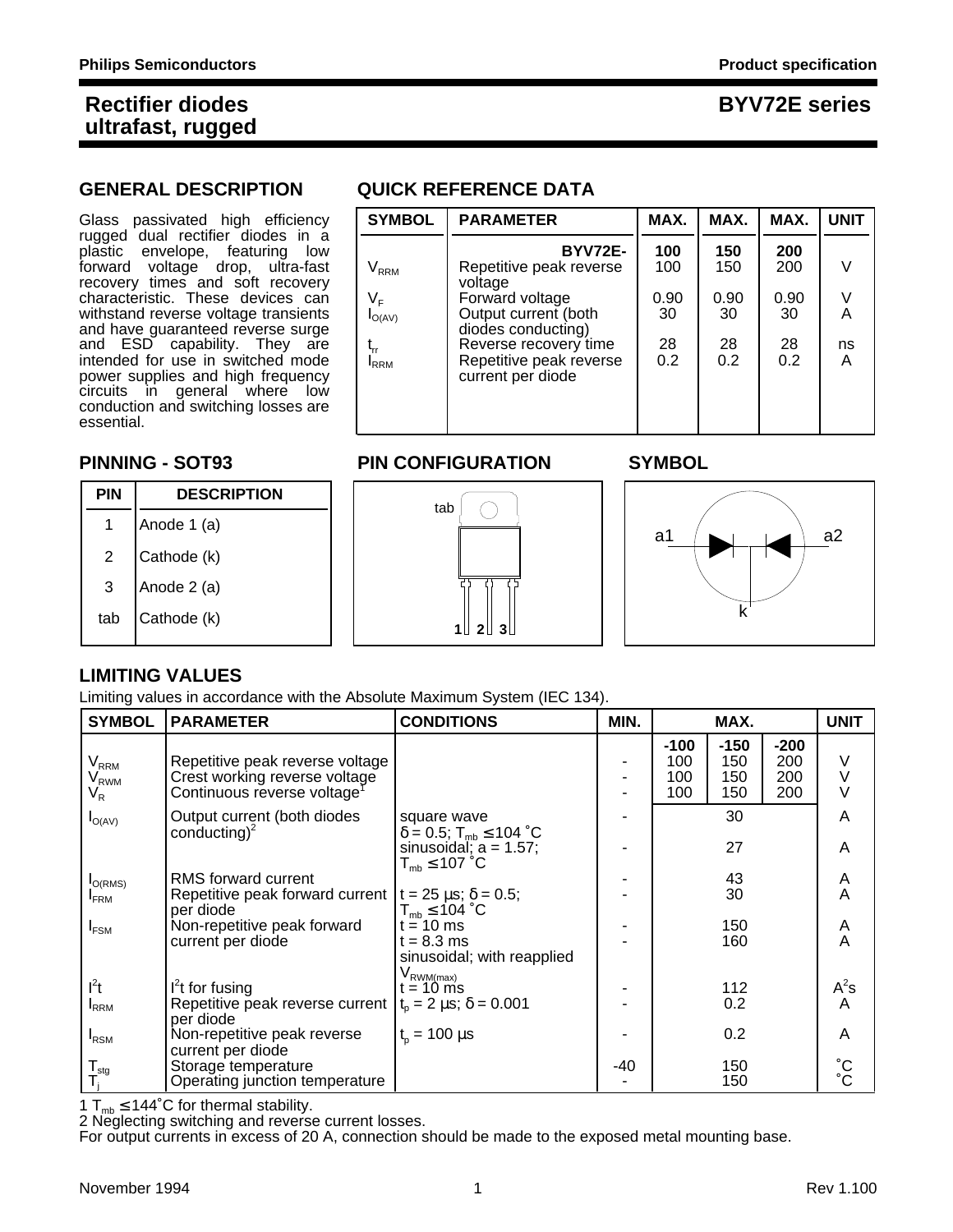# Rectifier diodes ultrafast, rugged

# BYV72E series

## GENERAL DESCRIPTION

Glass passivated high efficiency rugged dual rectifier diodes in a plastic envelope, featuring low forward voltage drop, ultra-fast recovery times and soft recovery characteristic. These devices can withstand reverse voltage transients and have guaranteed reverse surge and ESD capability. They are intended for use in switched mode power supplies and high frequency circuits in general where low conduction and switching losses are essential.

## QUICK REFERENCE DATA

| SYMBOL | PARAMETER | MAX. | MAX. | MAX. | UNIT |
|---|---|---|---|---|---|
| | **BYV72E-** | **100** | **150** | **200** | |
| $V_{RRM}$ | Repetitive peak reverse voltage | 100 | 150 | 200 | V |
| $V_F$ | Forward voltage | 0.90 | 0.90 | 0.90 | V |
| $I_{O(AV)}$ | Output current (both diodes conducting) | 30 | 30 | 30 | A |
| $t_{rr}$ | Reverse recovery time | 28 | 28 | 28 | ns |
| $I_{RRM}$ | Repetitive peak reverse current per diode | 0.2 | 0.2 | 0.2 | A |

## PINNING - SOT93

| PIN | DESCRIPTION |
|---|---|
| 1 | Anode 1 (a) |
| 2 | Cathode (k) |
| 3 | Anode 2 (a) |
| tab | Cathode (k) |

## PIN CONFIGURATION

tab

1 2 3

## SYMBOL

a1 a2

k

## LIMITING VALUES

Limiting values in accordance with the Absolute Maximum System (IEC 134).

| SYMBOL | PARAMETER | CONDITIONS | MIN. | MAX. | | | UNIT |
|---|---|---|---|---|---|---|---|
| | | | | **-100** | **-150** | **-200** | |
| $V_{RRM}$ | Repetitive peak reverse voltage | | - | 100 | 150 | 200 | V |
| $V_{RWM}$ | Crest working reverse voltage | | - | 100 | 150 | 200 | V |
| $V_R$ | Continuous reverse voltage[1] | | - | 100 | 150 | 200 | V |
| $I_{O(AV)}$ | Output current (both diodes conducting)[2] | square wave $\delta = 0.5$; $T_{mb} \leq 104$ ˚C | - | | 30 | | A |
| | | sinusoidal; a = 1.57; $T_{mb} \leq 107$ ˚C | - | | 27 | | A |
| $I_{O(RMS)}$ | RMS forward current | | - | | 43 | | A |
| $I_{FRM}$ | Repetitive peak forward current per diode | t = 25 µs; $\delta = 0.5$; $T_{mb} \leq 104$ ˚C | - | | 30 | | A |
| $I_{FSM}$ | Non-repetitive peak forward current per diode | t = 10 ms | - | | 150 | | A |
| | | t = 8.3 ms sinusoidal; with reapplied $V_{RWM(max)}$ | - | | 160 | | A |
| $I^2t$ | $I^2t$ for fusing | t = 10 ms | - | | 112 | | $A^2s$ |
| $I_{RRM}$ | Repetitive peak reverse current per diode | $t_p = 2$ µs; $\delta = 0.001$ | - | | 0.2 | | A |
| $I_{RSM}$ | Non-repetitive peak reverse current per diode | $t_p = 100$ µs | - | | 0.2 | | A |
| $T_{stg}$ | Storage temperature | | -40 | | 150 | | ˚C |
| $T_j$ | Operating junction temperature | | - | | 150 | | ˚C |

1 $T_{mb} \leq 144$˚C for thermal stability.
2 Neglecting switching and reverse current losses.
For output currents in excess of 20 A, connection should be made to the exposed metal mounting base.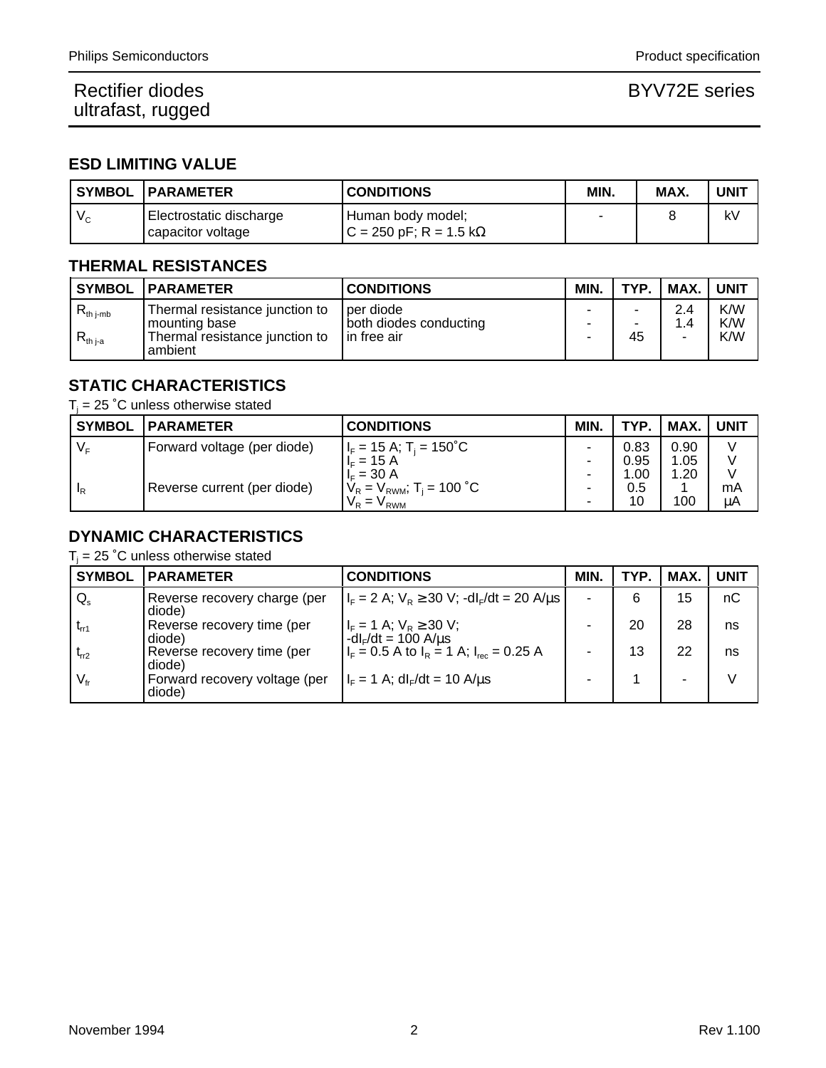Rectifier diodes ultrafast, rugged

BYV72E series

## ESD LIMITING VALUE

| SYMBOL | PARAMETER | CONDITIONS | MIN. | MAX. | UNIT |
|---|---|---|---|---|---|
| $V_C$ | Electrostatic discharge capacitor voltage | Human body model; $C = 250$ pF; $R = 1.5$ kΩ | - | 8 | kV |

## THERMAL RESISTANCES

| SYMBOL | PARAMETER | CONDITIONS | MIN. | TYP. | MAX. | UNIT |
|---|---|---|---|---|---|---|
| $R_{th\ j\text{-}mb}$ | Thermal resistance junction to mounting base | per diode | - | - | 2.4 | K/W |
| | | both diodes conducting | - | - | 1.4 | K/W |
| $R_{th\ j\text{-}a}$ | Thermal resistance junction to ambient | in free air | - | 45 | - | K/W |

## STATIC CHARACTERISTICS

$T_j = 25$ ˚C unless otherwise stated

| SYMBOL | PARAMETER | CONDITIONS | MIN. | TYP. | MAX. | UNIT |
|---|---|---|---|---|---|---|
| $V_F$ | Forward voltage (per diode) | $I_F = 15$ A; $T_j = 150$˚C | - | 0.83 | 0.90 | V |
| | | $I_F = 15$ A | - | 0.95 | 1.05 | V |
| | | $I_F = 30$ A | - | 1.00 | 1.20 | V |
| $I_R$ | Reverse current (per diode) | $V_R = V_{RWM}$; $T_j = 100$ ˚C | - | 0.5 | 1 | mA |
| | | $V_R = V_{RWM}$ | - | 10 | 100 | µA |

## DYNAMIC CHARACTERISTICS

$T_j = 25$ ˚C unless otherwise stated

| SYMBOL | PARAMETER | CONDITIONS | MIN. | TYP. | MAX. | UNIT |
|---|---|---|---|---|---|---|
| $Q_s$ | Reverse recovery charge (per diode) | $I_F = 2$ A; $V_R \geq 30$ V; $-dI_F/dt = 20$ A/µs | - | 6 | 15 | nC |
| $t_{rr1}$ | Reverse recovery time (per diode) | $I_F = 1$ A; $V_R \geq 30$ V; $-dI_F/dt = 100$ A/µs | - | 20 | 28 | ns |
| $t_{rr2}$ | Reverse recovery time (per diode) | $I_F = 0.5$ A to $I_R = 1$ A; $I_{rec} = 0.25$ A | - | 13 | 22 | ns |
| $V_{fr}$ | Forward recovery voltage (per diode) | $I_F = 1$ A; $dI_F/dt = 10$ A/µs | - | 1 | - | V |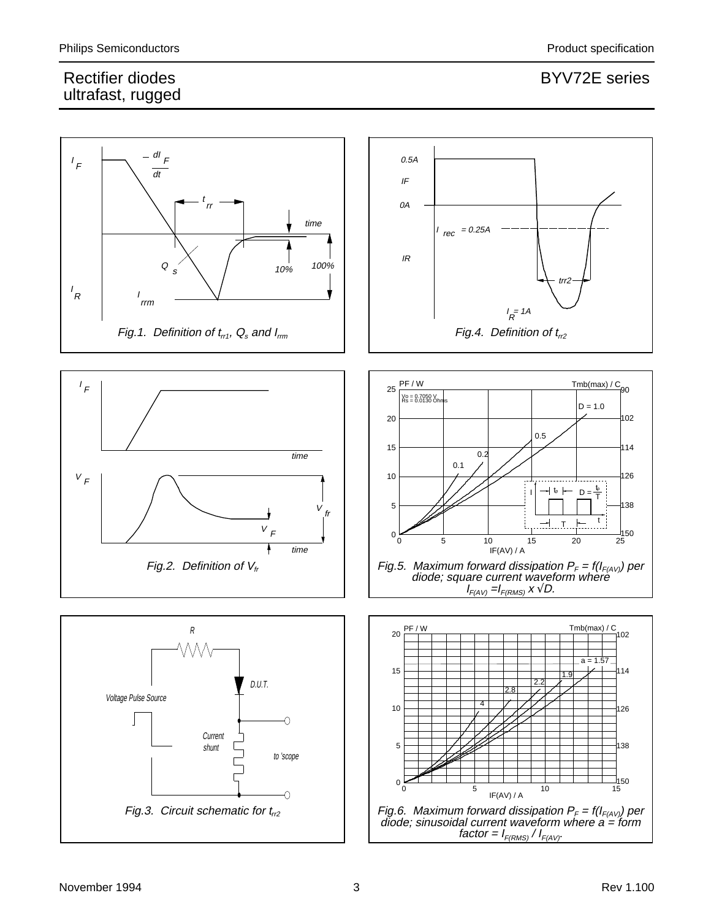Fig.1. Definition of $t_{rr1}$, $Q_s$ and $I_{rrm}$

Fig.4. Definition of $t_{rr2}$

Fig.2. Definition of $V_{fr}$

Fig.5. Maximum forward dissipation $P_F = f(I_{F(AV)})$ per diode; square current waveform where $I_{F(AV)} = I_{F(RMS)} \times \sqrt{D}$.

Fig.3. Circuit schematic for $t_{rr2}$

Fig.6. Maximum forward dissipation $P_F = f(I_{F(AV)})$ per diode; sinusoidal current waveform where a = form factor = $I_{F(RMS)} / I_{F(AV)}$.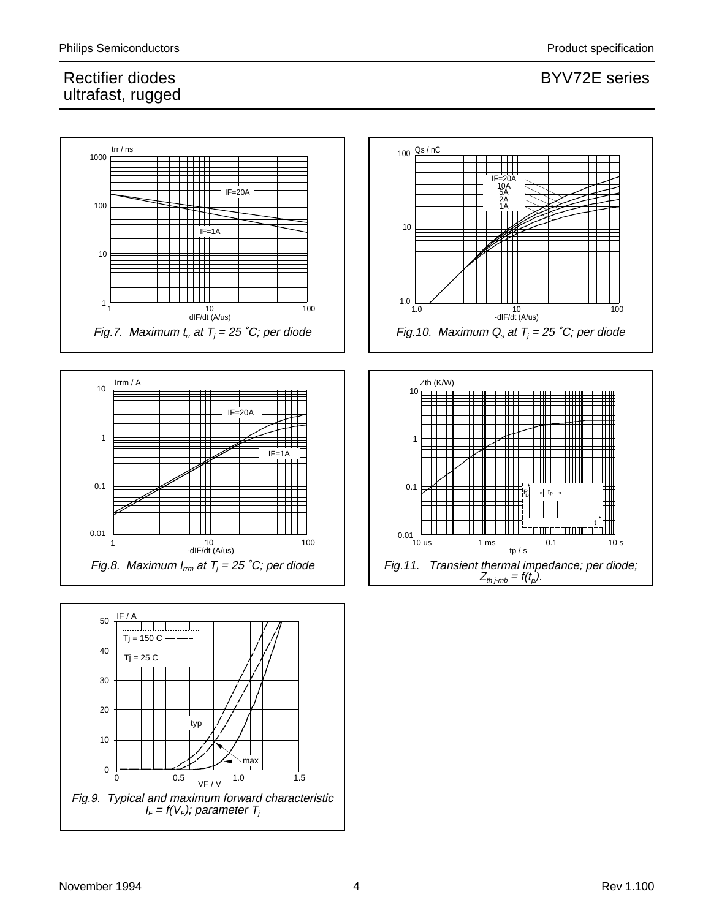# Rectifier diodes ultrafast, rugged

## BYV72E series

trr / ns

1000, 100, 10, 1

IF=20A

IF=1A

1, 10, 100

dIF/dt (A/us)

*Fig.7. Maximum $t_{rr}$ at $T_j$ = 25 ˚C; per diode*

Qs / nC

100, 10, 1.0

IF=20A, 10A, 5A, 2A, 1A

1.0, 10, 100

-dIF/dt (A/us)

*Fig.10. Maximum $Q_s$ at $T_j$ = 25 ˚C; per diode*

Irrm / A

10, 1, 0.1, 0.01

IF=20A

IF=1A

1, 10, 100

-dIF/dt (A/us)

*Fig.8. Maximum $I_{rrm}$ at $T_j$ = 25 ˚C; per diode*

Zth (K/W)

10, 1, 0.1, 0.01

$P_D$, $t_p$, t

10 us, 1 ms, 0.1, 10 s

tp / s

*Fig.11. Transient thermal impedance; per diode; $Z_{th\ j\text{-}mb} = f(t_p)$.*

IF / A

50, 40, 30, 20, 10, 0

Tj = 150 C

Tj = 25 C

typ

max

0, 0.5, 1.0, 1.5

VF / V

*Fig.9. Typical and maximum forward characteristic $I_F = f(V_F)$; parameter $T_j$*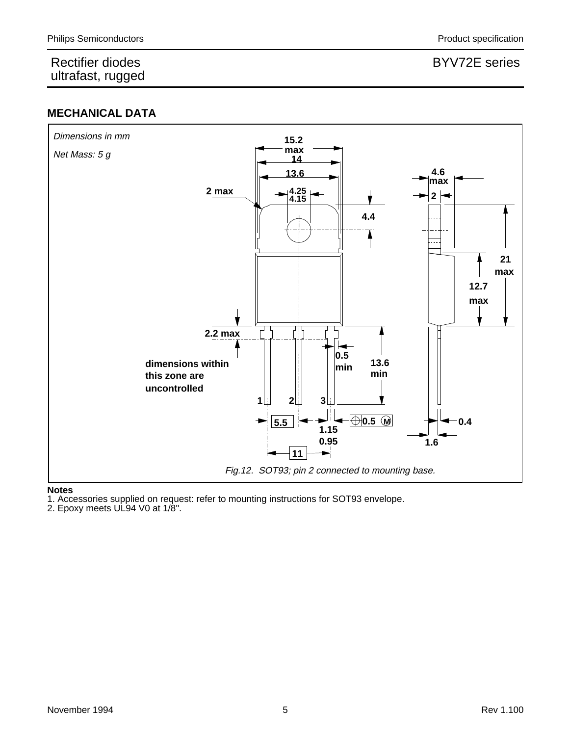## MECHANICAL DATA

*Dimensions in mm*

*Net Mass: 5 g*

*Fig.12. SOT93; pin 2 connected to mounting base.*

**Notes**

1. Accessories supplied on request: refer to mounting instructions for SOT93 envelope.
2. Epoxy meets UL94 V0 at 1/8".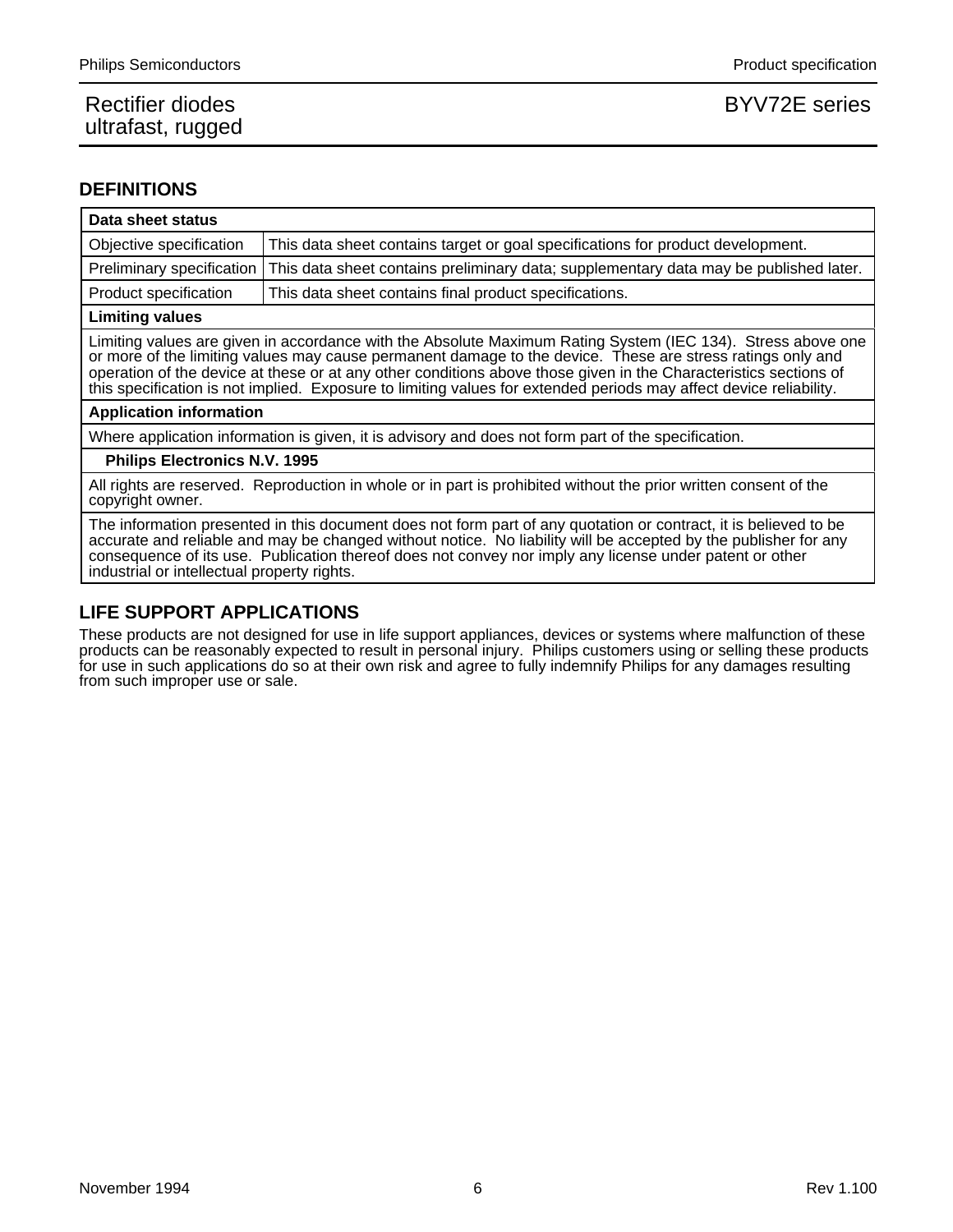## DEFINITIONS

| Data sheet status | |
|---|---|
| Objective specification | This data sheet contains target or goal specifications for product development. |
| Preliminary specification | This data sheet contains preliminary data; supplementary data may be published later. |
| Product specification | This data sheet contains final product specifications. |

**Limiting values**

Limiting values are given in accordance with the Absolute Maximum Rating System (IEC 134). Stress above one or more of the limiting values may cause permanent damage to the device. These are stress ratings only and operation of the device at these or at any other conditions above those given in the Characteristics sections of this specification is not implied. Exposure to limiting values for extended periods may affect device reliability.

**Application information**

Where application information is given, it is advisory and does not form part of the specification.

**© Philips Electronics N.V. 1995**

All rights are reserved. Reproduction in whole or in part is prohibited without the prior written consent of the copyright owner.

The information presented in this document does not form part of any quotation or contract, it is believed to be accurate and reliable and may be changed without notice. No liability will be accepted by the publisher for any consequence of its use. Publication thereof does not convey nor imply any license under patent or other industrial or intellectual property rights.

## LIFE SUPPORT APPLICATIONS

These products are not designed for use in life support appliances, devices or systems where malfunction of these products can be reasonably expected to result in personal injury. Philips customers using or selling these products for use in such applications do so at their own risk and agree to fully indemnify Philips for any damages resulting from such improper use or sale.